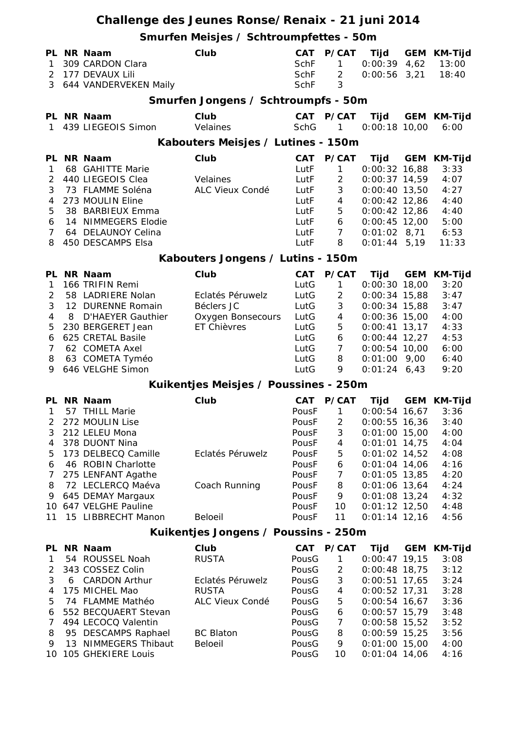# Challenge des Jeunes Ronse/Renaix - 21 juni 2014

## Smurfen Meisjes / Schtroumpfettes - 50m

| PL | NR | Naam | Club | CAT | P/CAT | Tijd | GEM | KM-Tijd |
|---|---|---|---|---|---|---|---|---|
| 1 | 309 | CARDON Clara | | SchF | 1 | 0:00:39 | 4,62 | 13:00 |
| 2 | 177 | DEVAUX Lili | | SchF | 2 | 0:00:56 | 3,21 | 18:40 |
| 3 | 644 | VANDERVEKEN Maily | | SchF | 3 | | | |

## Smurfen Jongens / Schtroumpfs - 50m

| PL | NR | Naam | Club | CAT | P/CAT | Tijd | GEM | KM-Tijd |
|---|---|---|---|---|---|---|---|---|
| 1 | 439 | LIEGEOIS Simon | Velaines | SchG | 1 | 0:00:18 | 10,00 | 6:00 |

## Kabouters Meisjes / Lutines - 150m

| PL | NR | Naam | Club | CAT | P/CAT | Tijd | GEM | KM-Tijd |
|---|---|---|---|---|---|---|---|---|
| 1 | 68 | GAHITTE Marie | | LutF | 1 | 0:00:32 | 16,88 | 3:33 |
| 2 | 440 | LIEGEOIS Clea | Velaines | LutF | 2 | 0:00:37 | 14,59 | 4:07 |
| 3 | 73 | FLAMME Soléna | ALC Vieux Condé | LutF | 3 | 0:00:40 | 13,50 | 4:27 |
| 4 | 273 | MOULIN Eline | | LutF | 4 | 0:00:42 | 12,86 | 4:40 |
| 5 | 38 | BARBIEUX Emma | | LutF | 5 | 0:00:42 | 12,86 | 4:40 |
| 6 | 14 | NIMMEGERS Elodie | | LutF | 6 | 0:00:45 | 12,00 | 5:00 |
| 7 | 64 | DELAUNOY Celina | | LutF | 7 | 0:01:02 | 8,71 | 6:53 |
| 8 | 450 | DESCAMPS Elsa | | LutF | 8 | 0:01:44 | 5,19 | 11:33 |

## Kabouters Jongens / Lutins - 150m

| PL | NR | Naam | Club | CAT | P/CAT | Tijd | GEM | KM-Tijd |
|---|---|---|---|---|---|---|---|---|
| 1 | 166 | TRIFIN Remi | | LutG | 1 | 0:00:30 | 18,00 | 3:20 |
| 2 | 58 | LADRIERE Nolan | Eclatés Péruwelz | LutG | 2 | 0:00:34 | 15,88 | 3:47 |
| 3 | 12 | DURENNE Romain | Béclers JC | LutG | 3 | 0:00:34 | 15,88 | 3:47 |
| 4 | 8 | D'HAEYER Gauthier | Oxygen Bonsecours | LutG | 4 | 0:00:36 | 15,00 | 4:00 |
| 5 | 230 | BERGERET Jean | ET Chièvres | LutG | 5 | 0:00:41 | 13,17 | 4:33 |
| 6 | 625 | CRETAL Basile | | LutG | 6 | 0:00:44 | 12,27 | 4:53 |
| 7 | 62 | COMETA Axel | | LutG | 7 | 0:00:54 | 10,00 | 6:00 |
| 8 | 63 | COMETA Tyméo | | LutG | 8 | 0:01:00 | 9,00 | 6:40 |
| 9 | 646 | VELGHE Simon | | LutG | 9 | 0:01:24 | 6,43 | 9:20 |

## Kuikentjes Meisjes / Poussines - 250m

| PL | NR | Naam | Club | CAT | P/CAT | Tijd | GEM | KM-Tijd |
|---|---|---|---|---|---|---|---|---|
| 1 | 57 | THILL Marie | | PousF | 1 | 0:00:54 | 16,67 | 3:36 |
| 2 | 272 | MOULIN Lise | | PousF | 2 | 0:00:55 | 16,36 | 3:40 |
| 3 | 212 | LELEU Mona | | PousF | 3 | 0:01:00 | 15,00 | 4:00 |
| 4 | 378 | DUONT Nina | | PousF | 4 | 0:01:01 | 14,75 | 4:04 |
| 5 | 173 | DELBECQ Camille | Eclatés Péruwelz | PousF | 5 | 0:01:02 | 14,52 | 4:08 |
| 6 | 46 | ROBIN Charlotte | | PousF | 6 | 0:01:04 | 14,06 | 4:16 |
| 7 | 275 | LENFANT Agathe | | PousF | 7 | 0:01:05 | 13,85 | 4:20 |
| 8 | 72 | LECLERCQ Maéva | Coach Running | PousF | 8 | 0:01:06 | 13,64 | 4:24 |
| 9 | 645 | DEMAY Margaux | | PousF | 9 | 0:01:08 | 13,24 | 4:32 |
| 10 | 647 | VELGHE Pauline | | PousF | 10 | 0:01:12 | 12,50 | 4:48 |
| 11 | 15 | LIBBRECHT Manon | Beloeil | PousF | 11 | 0:01:14 | 12,16 | 4:56 |

## Kuikentjes Jongens / Poussins - 250m

| PL | NR | Naam | Club | CAT | P/CAT | Tijd | GEM | KM-Tijd |
|---|---|---|---|---|---|---|---|---|
| 1 | 54 | ROUSSEL Noah | RUSTA | PousG | 1 | 0:00:47 | 19,15 | 3:08 |
| 2 | 343 | COSSEZ Colin | | PousG | 2 | 0:00:48 | 18,75 | 3:12 |
| 3 | 6 | CARDON Arthur | Eclatés Péruwelz | PousG | 3 | 0:00:51 | 17,65 | 3:24 |
| 4 | 175 | MICHEL Mao | RUSTA | PousG | 4 | 0:00:52 | 17,31 | 3:28 |
| 5 | 74 | FLAMME Mathéo | ALC Vieux Condé | PousG | 5 | 0:00:54 | 16,67 | 3:36 |
| 6 | 552 | BECQUAERT Stevan | | PousG | 6 | 0:00:57 | 15,79 | 3:48 |
| 7 | 494 | LECOCQ Valentin | | PousG | 7 | 0:00:58 | 15,52 | 3:52 |
| 8 | 95 | DESCAMPS Raphael | BC Blaton | PousG | 8 | 0:00:59 | 15,25 | 3:56 |
| 9 | 13 | NIMMEGERS Thibaut | Beloeil | PousG | 9 | 0:01:00 | 15,00 | 4:00 |
| 10 | 105 | GHEKIERE Louis | | PousG | 10 | 0:01:04 | 14,06 | 4:16 |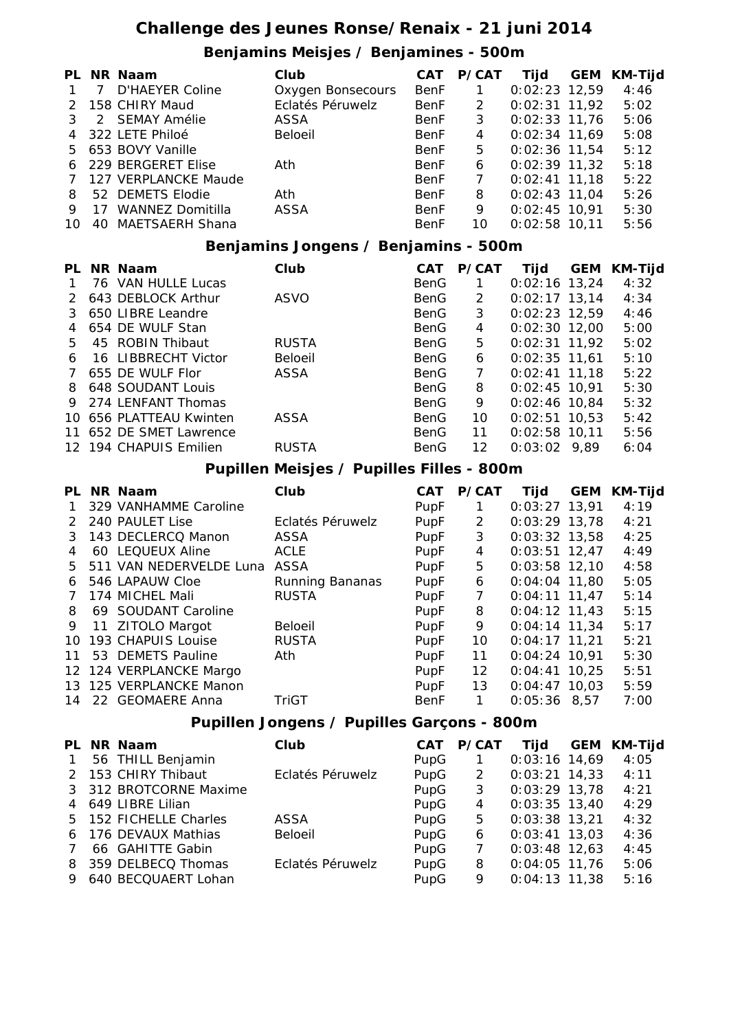# Challenge des Jeunes Ronse/Renaix - 21 juni 2014

## Benjamins Meisjes / Benjamines - 500m

| PL | NR | Naam | Club | CAT | P/CAT | Tijd | GEM | KM-Tijd |
|---|---|---|---|---|---|---|---|---|
| 1 | 7 | D'HAEYER Coline | Oxygen Bonsecours | BenF | 1 | 0:02:23 | 12,59 | 4:46 |
| 2 | 158 | CHIRY Maud | Eclatés Péruwelz | BenF | 2 | 0:02:31 | 11,92 | 5:02 |
| 3 | 2 | SEMAY Amélie | ASSA | BenF | 3 | 0:02:33 | 11,76 | 5:06 |
| 4 | 322 | LETE Philoé | Beloeil | BenF | 4 | 0:02:34 | 11,69 | 5:08 |
| 5 | 653 | BOVY Vanille | | BenF | 5 | 0:02:36 | 11,54 | 5:12 |
| 6 | 229 | BERGERET Elise | Ath | BenF | 6 | 0:02:39 | 11,32 | 5:18 |
| 7 | 127 | VERPLANCKE Maude | | BenF | 7 | 0:02:41 | 11,18 | 5:22 |
| 8 | 52 | DEMETS Elodie | Ath | BenF | 8 | 0:02:43 | 11,04 | 5:26 |
| 9 | 17 | WANNEZ Domitilla | ASSA | BenF | 9 | 0:02:45 | 10,91 | 5:30 |
| 10 | 40 | MAETSAERH Shana | | BenF | 10 | 0:02:58 | 10,11 | 5:56 |

## Benjamins Jongens / Benjamins - 500m

| PL | NR | Naam | Club | CAT | P/CAT | Tijd | GEM | KM-Tijd |
|---|---|---|---|---|---|---|---|---|
| 1 | 76 | VAN HULLE Lucas | | BenG | 1 | 0:02:16 | 13,24 | 4:32 |
| 2 | 643 | DEBLOCK Arthur | ASVO | BenG | 2 | 0:02:17 | 13,14 | 4:34 |
| 3 | 650 | LIBRE Leandre | | BenG | 3 | 0:02:23 | 12,59 | 4:46 |
| 4 | 654 | DE WULF Stan | | BenG | 4 | 0:02:30 | 12,00 | 5:00 |
| 5 | 45 | ROBIN Thibaut | RUSTA | BenG | 5 | 0:02:31 | 11,92 | 5:02 |
| 6 | 16 | LIBBRECHT Victor | Beloeil | BenG | 6 | 0:02:35 | 11,61 | 5:10 |
| 7 | 655 | DE WULF Flor | ASSA | BenG | 7 | 0:02:41 | 11,18 | 5:22 |
| 8 | 648 | SOUDANT Louis | | BenG | 8 | 0:02:45 | 10,91 | 5:30 |
| 9 | 274 | LENFANT Thomas | | BenG | 9 | 0:02:46 | 10,84 | 5:32 |
| 10 | 656 | PLATTEAU Kwinten | ASSA | BenG | 10 | 0:02:51 | 10,53 | 5:42 |
| 11 | 652 | DE SMET Lawrence | | BenG | 11 | 0:02:58 | 10,11 | 5:56 |
| 12 | 194 | CHAPUIS Emilien | RUSTA | BenG | 12 | 0:03:02 | 9,89 | 6:04 |

## Pupillen Meisjes / Pupilles Filles - 800m

| PL | NR | Naam | Club | CAT | P/CAT | Tijd | GEM | KM-Tijd |
|---|---|---|---|---|---|---|---|---|
| 1 | 329 | VANHAMME Caroline | | PupF | 1 | 0:03:27 | 13,91 | 4:19 |
| 2 | 240 | PAULET Lise | Eclatés Péruwelz | PupF | 2 | 0:03:29 | 13,78 | 4:21 |
| 3 | 143 | DECLERCQ Manon | ASSA | PupF | 3 | 0:03:32 | 13,58 | 4:25 |
| 4 | 60 | LEQUEUX Aline | ACLE | PupF | 4 | 0:03:51 | 12,47 | 4:49 |
| 5 | 511 | VAN NEDERVELDE Luna | ASSA | PupF | 5 | 0:03:58 | 12,10 | 4:58 |
| 6 | 546 | LAPAUW Cloe | Running Bananas | PupF | 6 | 0:04:04 | 11,80 | 5:05 |
| 7 | 174 | MICHEL Mali | RUSTA | PupF | 7 | 0:04:11 | 11,47 | 5:14 |
| 8 | 69 | SOUDANT Caroline | | PupF | 8 | 0:04:12 | 11,43 | 5:15 |
| 9 | 11 | ZITOLO Margot | Beloeil | PupF | 9 | 0:04:14 | 11,34 | 5:17 |
| 10 | 193 | CHAPUIS Louise | RUSTA | PupF | 10 | 0:04:17 | 11,21 | 5:21 |
| 11 | 53 | DEMETS Pauline | Ath | PupF | 11 | 0:04:24 | 10,91 | 5:30 |
| 12 | 124 | VERPLANCKE Margo | | PupF | 12 | 0:04:41 | 10,25 | 5:51 |
| 13 | 125 | VERPLANCKE Manon | | PupF | 13 | 0:04:47 | 10,03 | 5:59 |
| 14 | 22 | GEOMAERE Anna | TriGT | BenF | 1 | 0:05:36 | 8,57 | 7:00 |

## Pupillen Jongens / Pupilles Garçons - 800m

| PL | NR | Naam | Club | CAT | P/CAT | Tijd | GEM | KM-Tijd |
|---|---|---|---|---|---|---|---|---|
| 1 | 56 | THILL Benjamin | | PupG | 1 | 0:03:16 | 14,69 | 4:05 |
| 2 | 153 | CHIRY Thibaut | Eclatés Péruwelz | PupG | 2 | 0:03:21 | 14,33 | 4:11 |
| 3 | 312 | BROTCORNE Maxime | | PupG | 3 | 0:03:29 | 13,78 | 4:21 |
| 4 | 649 | LIBRE Lilian | | PupG | 4 | 0:03:35 | 13,40 | 4:29 |
| 5 | 152 | FICHELLE Charles | ASSA | PupG | 5 | 0:03:38 | 13,21 | 4:32 |
| 6 | 176 | DEVAUX Mathias | Beloeil | PupG | 6 | 0:03:41 | 13,03 | 4:36 |
| 7 | 66 | GAHITTE Gabin | | PupG | 7 | 0:03:48 | 12,63 | 4:45 |
| 8 | 359 | DELBECQ Thomas | Eclatés Péruwelz | PupG | 8 | 0:04:05 | 11,76 | 5:06 |
| 9 | 640 | BECQUAERT Lohan | | PupG | 9 | 0:04:13 | 11,38 | 5:16 |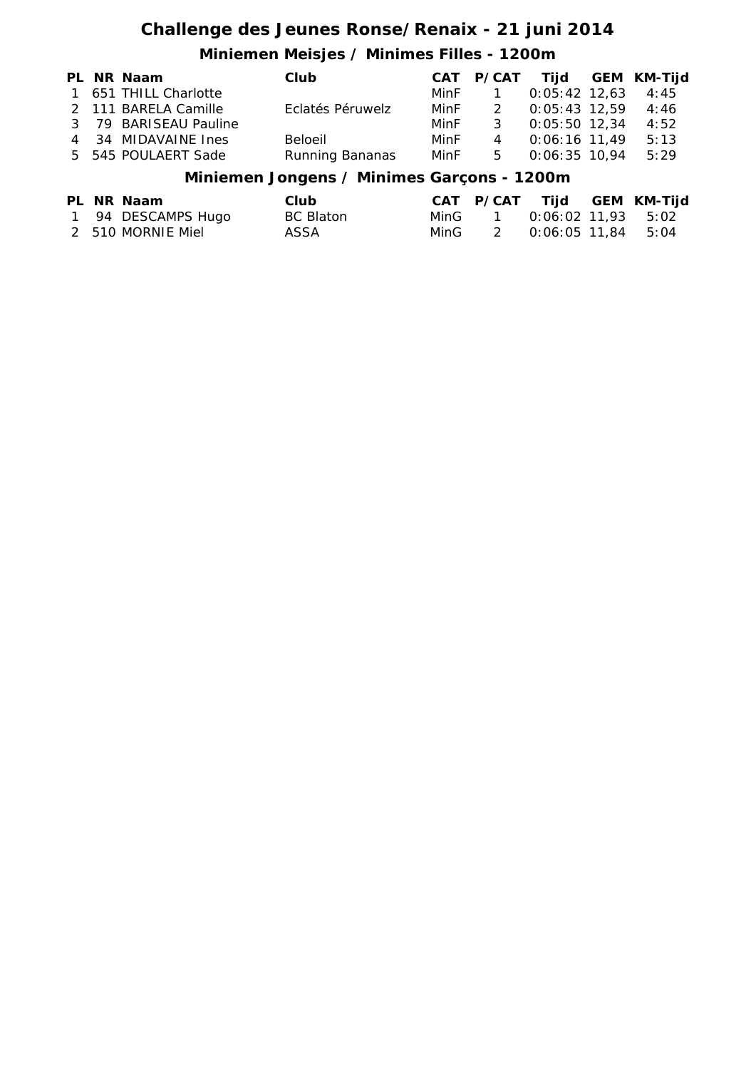# Challenge des Jeunes Ronse/Renaix - 21 juni 2014

## Miniemen Meisjes / Minimes Filles - 1200m

| PL | NR | Naam | Club | CAT | P/CAT | Tijd | GEM | KM-Tijd |
|---|---|---|---|---|---|---|---|---|
| 1 | 651 | THILL Charlotte | | MinF | 1 | 0:05:42 | 12,63 | 4:45 |
| 2 | 111 | BARELA Camille | Eclatés Péruwelz | MinF | 2 | 0:05:43 | 12,59 | 4:46 |
| 3 | 79 | BARISEAU Pauline | | MinF | 3 | 0:05:50 | 12,34 | 4:52 |
| 4 | 34 | MIDAVAINE Ines | Beloeil | MinF | 4 | 0:06:16 | 11,49 | 5:13 |
| 5 | 545 | POULAERT Sade | Running Bananas | MinF | 5 | 0:06:35 | 10,94 | 5:29 |

## Miniemen Jongens / Minimes Garçons - 1200m

| PL | NR | Naam | Club | CAT | P/CAT | Tijd | GEM | KM-Tijd |
|---|---|---|---|---|---|---|---|---|
| 1 | 94 | DESCAMPS Hugo | BC Blaton | MinG | 1 | 0:06:02 | 11,93 | 5:02 |
| 2 | 510 | MORNIE Miel | ASSA | MinG | 2 | 0:06:05 | 11,84 | 5:04 |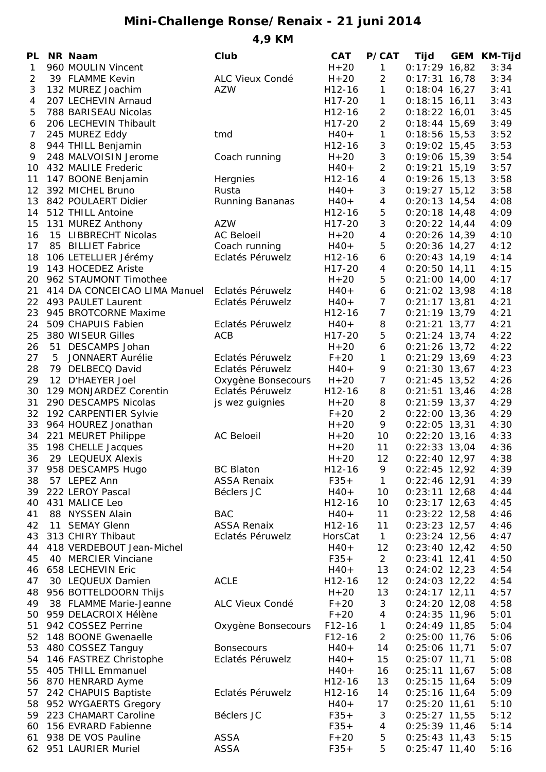# Mini-Challenge Ronse/Renaix - 21 juni 2014

## 4,9 KM

| PL | NR | Naam | Club | CAT | P/CAT | Tijd | GEM | KM-Tijd |
|---|---|---|---|---|---|---|---|---|
| 1 | 960 | MOULIN Vincent | | H+20 | 1 | 0:17:29 | 16,82 | 3:34 |
| 2 | 39 | FLAMME Kevin | ALC Vieux Condé | H+20 | 2 | 0:17:31 | 16,78 | 3:34 |
| 3 | 132 | MUREZ Joachim | AZW | H12-16 | 1 | 0:18:04 | 16,27 | 3:41 |
| 4 | 207 | LECHEVIN Arnaud | | H17-20 | 1 | 0:18:15 | 16,11 | 3:43 |
| 5 | 788 | BARISEAU Nicolas | | H12-16 | 2 | 0:18:22 | 16,01 | 3:45 |
| 6 | 206 | LECHEVIN Thibault | | H17-20 | 2 | 0:18:44 | 15,69 | 3:49 |
| 7 | 245 | MUREZ Eddy | tmd | H40+ | 1 | 0:18:56 | 15,53 | 3:52 |
| 8 | 944 | THILL Benjamin | | H12-16 | 3 | 0:19:02 | 15,45 | 3:53 |
| 9 | 248 | MALVOISIN Jerome | Coach running | H+20 | 3 | 0:19:06 | 15,39 | 3:54 |
| 10 | 432 | MALILE Frederic | | H40+ | 2 | 0:19:21 | 15,19 | 3:57 |
| 11 | 147 | BOONE Benjamin | Hergnies | H12-16 | 4 | 0:19:26 | 15,13 | 3:58 |
| 12 | 392 | MICHEL Bruno | Rusta | H40+ | 3 | 0:19:27 | 15,12 | 3:58 |
| 13 | 842 | POULAERT Didier | Running Bananas | H40+ | 4 | 0:20:13 | 14,54 | 4:08 |
| 14 | 512 | THILL Antoine | | H12-16 | 5 | 0:20:18 | 14,48 | 4:09 |
| 15 | 131 | MUREZ Anthony | AZW | H17-20 | 3 | 0:20:22 | 14,44 | 4:09 |
| 16 | 15 | LIBBRECHT Nicolas | AC Beloeil | H+20 | 4 | 0:20:26 | 14,39 | 4:10 |
| 17 | 85 | BILLIET Fabrice | Coach running | H40+ | 5 | 0:20:36 | 14,27 | 4:12 |
| 18 | 106 | LETELLIER Jérémy | Eclatés Péruwelz | H12-16 | 6 | 0:20:43 | 14,19 | 4:14 |
| 19 | 143 | HOCEDEZ Ariste | | H17-20 | 4 | 0:20:50 | 14,11 | 4:15 |
| 20 | 962 | STAUMONT Timothee | | H+20 | 5 | 0:21:00 | 14,00 | 4:17 |
| 21 | 414 | DA CONCEICAO LIMA Manuel | Eclatés Péruwelz | H40+ | 6 | 0:21:02 | 13,98 | 4:18 |
| 22 | 493 | PAULET Laurent | Eclatés Péruwelz | H40+ | 7 | 0:21:17 | 13,81 | 4:21 |
| 23 | 945 | BROTCORNE Maxime | | H12-16 | 7 | 0:21:19 | 13,79 | 4:21 |
| 24 | 509 | CHAPUIS Fabien | Eclatés Péruwelz | H40+ | 8 | 0:21:21 | 13,77 | 4:21 |
| 25 | 380 | WISEUR Gilles | ACB | H17-20 | 5 | 0:21:24 | 13,74 | 4:22 |
| 26 | 51 | DESCAMPS Johan | | H+20 | 6 | 0:21:26 | 13,72 | 4:22 |
| 27 | 5 | JONNAERT Aurélie | Eclatés Péruwelz | F+20 | 1 | 0:21:29 | 13,69 | 4:23 |
| 28 | 79 | DELBECQ David | Eclatés Péruwelz | H40+ | 9 | 0:21:30 | 13,67 | 4:23 |
| 29 | 12 | D'HAEYER Joel | Oxygène Bonsecours | H+20 | 7 | 0:21:45 | 13,52 | 4:26 |
| 30 | 129 | MONJARDEZ Corentin | Eclatés Péruwelz | H12-16 | 8 | 0:21:51 | 13,46 | 4:28 |
| 31 | 290 | DESCAMPS Nicolas | js wez guignies | H+20 | 8 | 0:21:59 | 13,37 | 4:29 |
| 32 | 192 | CARPENTIER Sylvie | | F+20 | 2 | 0:22:00 | 13,36 | 4:29 |
| 33 | 964 | HOUREZ Jonathan | | H+20 | 9 | 0:22:05 | 13,31 | 4:30 |
| 34 | 221 | MEURET Philippe | AC Beloeil | H+20 | 10 | 0:22:20 | 13,16 | 4:33 |
| 35 | 198 | CHELLE Jacques | | H+20 | 11 | 0:22:33 | 13,04 | 4:36 |
| 36 | 29 | LEQUEUX Alexis | | H+20 | 12 | 0:22:40 | 12,97 | 4:38 |
| 37 | 958 | DESCAMPS Hugo | BC Blaton | H12-16 | 9 | 0:22:45 | 12,92 | 4:39 |
| 38 | 57 | LEPEZ Ann | ASSA Renaix | F35+ | 1 | 0:22:46 | 12,91 | 4:39 |
| 39 | 222 | LEROY Pascal | Béclers JC | H40+ | 10 | 0:23:11 | 12,68 | 4:44 |
| 40 | 431 | MALICE Leo | | H12-16 | 10 | 0:23:17 | 12,63 | 4:45 |
| 41 | 88 | NYSSEN Alain | BAC | H40+ | 11 | 0:23:22 | 12,58 | 4:46 |
| 42 | 11 | SEMAY Glenn | ASSA Renaix | H12-16 | 11 | 0:23:23 | 12,57 | 4:46 |
| 43 | 313 | CHIRY Thibaut | Eclatés Péruwelz | HorsCat | 1 | 0:23:24 | 12,56 | 4:47 |
| 44 | 418 | VERDEBOUT Jean-Michel | | H40+ | 12 | 0:23:40 | 12,42 | 4:50 |
| 45 | 40 | MERCIER Vinciane | | F35+ | 2 | 0:23:41 | 12,41 | 4:50 |
| 46 | 658 | LECHEVIN Eric | | H40+ | 13 | 0:24:02 | 12,23 | 4:54 |
| 47 | 30 | LEQUEUX Damien | ACLE | H12-16 | 12 | 0:24:03 | 12,22 | 4:54 |
| 48 | 956 | BOTTELDOORN Thijs | | H+20 | 13 | 0:24:17 | 12,11 | 4:57 |
| 49 | 38 | FLAMME Marie-Jeanne | ALC Vieux Condé | F+20 | 3 | 0:24:20 | 12,08 | 4:58 |
| 50 | 959 | DELACROIX Hélène | | F+20 | 4 | 0:24:35 | 11,96 | 5:01 |
| 51 | 942 | COSSEZ Perrine | Oxygène Bonsecours | F12-16 | 1 | 0:24:49 | 11,85 | 5:04 |
| 52 | 148 | BOONE Gwenaelle | | F12-16 | 2 | 0:25:00 | 11,76 | 5:06 |
| 53 | 480 | COSSEZ Tanguy | Bonsecours | H40+ | 14 | 0:25:06 | 11,71 | 5:07 |
| 54 | 146 | FASTREZ Christophe | Eclatés Péruwelz | H40+ | 15 | 0:25:07 | 11,71 | 5:08 |
| 55 | 405 | THILL Emmanuel | | H40+ | 16 | 0:25:11 | 11,67 | 5:08 |
| 56 | 870 | HENRARD Ayme | | H12-16 | 13 | 0:25:15 | 11,64 | 5:09 |
| 57 | 242 | CHAPUIS Baptiste | Eclatés Péruwelz | H12-16 | 14 | 0:25:16 | 11,64 | 5:09 |
| 58 | 952 | WYGAERTS Gregory | | H40+ | 17 | 0:25:20 | 11,61 | 5:10 |
| 59 | 223 | CHAMART Caroline | Béclers JC | F35+ | 3 | 0:25:27 | 11,55 | 5:12 |
| 60 | 156 | EVRARD Fabienne | | F35+ | 4 | 0:25:39 | 11,46 | 5:14 |
| 61 | 938 | DE VOS Pauline | ASSA | F+20 | 5 | 0:25:43 | 11,43 | 5:15 |
| 62 | 951 | LAURIER Muriel | ASSA | F35+ | 5 | 0:25:47 | 11,40 | 5:16 |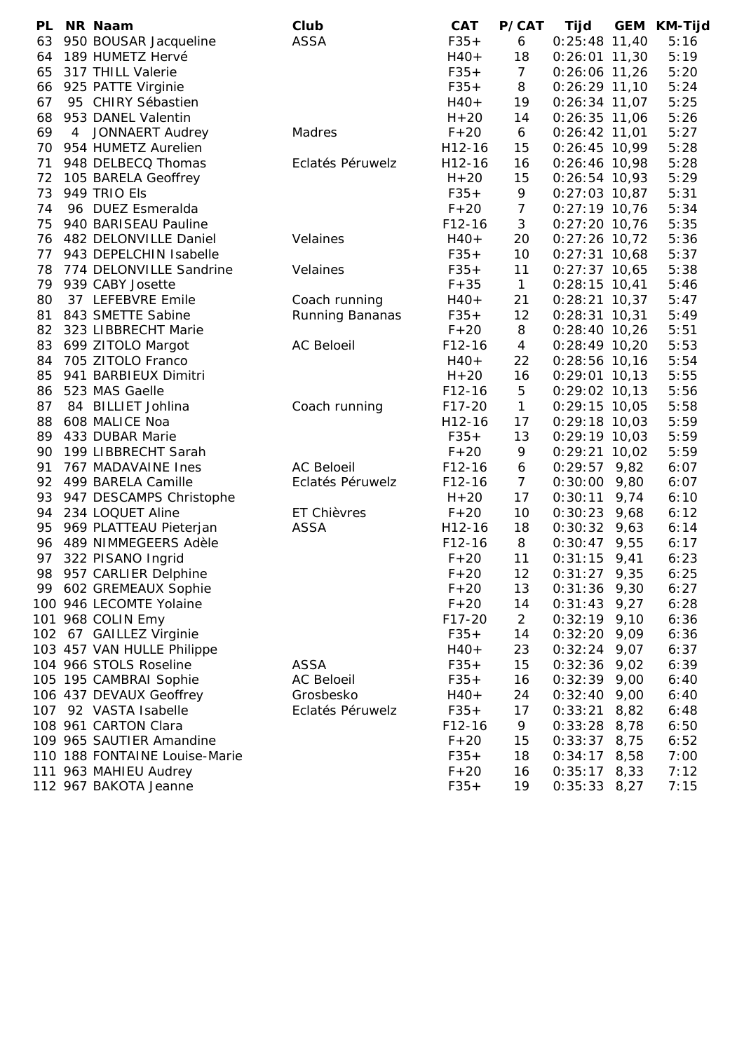| PL | NR | Naam | Club | CAT | P/CAT | Tijd | GEM | KM-Tijd |
|---|---|---|---|---|---|---|---|---|
| 63 | 950 | BOUSAR Jacqueline | ASSA | F35+ | 6 | 0:25:48 | 11,40 | 5:16 |
| 64 | 189 | HUMETZ Hervé | | H40+ | 18 | 0:26:01 | 11,30 | 5:19 |
| 65 | 317 | THILL Valerie | | F35+ | 7 | 0:26:06 | 11,26 | 5:20 |
| 66 | 925 | PATTE Virginie | | F35+ | 8 | 0:26:29 | 11,10 | 5:24 |
| 67 | 95 | CHIRY Sébastien | | H40+ | 19 | 0:26:34 | 11,07 | 5:25 |
| 68 | 953 | DANEL Valentin | | H+20 | 14 | 0:26:35 | 11,06 | 5:26 |
| 69 | 4 | JONNAERT Audrey | Madres | F+20 | 6 | 0:26:42 | 11,01 | 5:27 |
| 70 | 954 | HUMETZ Aurelien | | H12-16 | 15 | 0:26:45 | 10,99 | 5:28 |
| 71 | 948 | DELBECQ Thomas | Eclatés Péruwelz | H12-16 | 16 | 0:26:46 | 10,98 | 5:28 |
| 72 | 105 | BARELA Geoffrey | | H+20 | 15 | 0:26:54 | 10,93 | 5:29 |
| 73 | 949 | TRIO Els | | F35+ | 9 | 0:27:03 | 10,87 | 5:31 |
| 74 | 96 | DUEZ Esmeralda | | F+20 | 7 | 0:27:19 | 10,76 | 5:34 |
| 75 | 940 | BARISEAU Pauline | | F12-16 | 3 | 0:27:20 | 10,76 | 5:35 |
| 76 | 482 | DELONVILLE Daniel | Velaines | H40+ | 20 | 0:27:26 | 10,72 | 5:36 |
| 77 | 943 | DEPELCHIN Isabelle | | F35+ | 10 | 0:27:31 | 10,68 | 5:37 |
| 78 | 774 | DELONVILLE Sandrine | Velaines | F35+ | 11 | 0:27:37 | 10,65 | 5:38 |
| 79 | 939 | CABY Josette | | F+35 | 1 | 0:28:15 | 10,41 | 5:46 |
| 80 | 37 | LEFEBVRE Emile | Coach running | H40+ | 21 | 0:28:21 | 10,37 | 5:47 |
| 81 | 843 | SMETTE Sabine | Running Bananas | F35+ | 12 | 0:28:31 | 10,31 | 5:49 |
| 82 | 323 | LIBBRECHT Marie | | F+20 | 8 | 0:28:40 | 10,26 | 5:51 |
| 83 | 699 | ZITOLO Margot | AC Beloeil | F12-16 | 4 | 0:28:49 | 10,20 | 5:53 |
| 84 | 705 | ZITOLO Franco | | H40+ | 22 | 0:28:56 | 10,16 | 5:54 |
| 85 | 941 | BARBIEUX Dimitri | | H+20 | 16 | 0:29:01 | 10,13 | 5:55 |
| 86 | 523 | MAS Gaelle | | F12-16 | 5 | 0:29:02 | 10,13 | 5:56 |
| 87 | 84 | BILLIET Johlina | Coach running | F17-20 | 1 | 0:29:15 | 10,05 | 5:58 |
| 88 | 608 | MALICE Noa | | H12-16 | 17 | 0:29:18 | 10,03 | 5:59 |
| 89 | 433 | DUBAR Marie | | F35+ | 13 | 0:29:19 | 10,03 | 5:59 |
| 90 | 199 | LIBBRECHT Sarah | | F+20 | 9 | 0:29:21 | 10,02 | 5:59 |
| 91 | 767 | MADAVAINE Ines | AC Beloeil | F12-16 | 6 | 0:29:57 | 9,82 | 6:07 |
| 92 | 499 | BARELA Camille | Eclatés Péruwelz | F12-16 | 7 | 0:30:00 | 9,80 | 6:07 |
| 93 | 947 | DESCAMPS Christophe | | H+20 | 17 | 0:30:11 | 9,74 | 6:10 |
| 94 | 234 | LOQUET Aline | ET Chièvres | F+20 | 10 | 0:30:23 | 9,68 | 6:12 |
| 95 | 969 | PLATTEAU Pieterjan | ASSA | H12-16 | 18 | 0:30:32 | 9,63 | 6:14 |
| 96 | 489 | NIMMEGEERS Adèle | | F12-16 | 8 | 0:30:47 | 9,55 | 6:17 |
| 97 | 322 | PISANO Ingrid | | F+20 | 11 | 0:31:15 | 9,41 | 6:23 |
| 98 | 957 | CARLIER Delphine | | F+20 | 12 | 0:31:27 | 9,35 | 6:25 |
| 99 | 602 | GREMEAUX Sophie | | F+20 | 13 | 0:31:36 | 9,30 | 6:27 |
| 100 | 946 | LECOMTE Yolaine | | F+20 | 14 | 0:31:43 | 9,27 | 6:28 |
| 101 | 968 | COLIN Emy | | F17-20 | 2 | 0:32:19 | 9,10 | 6:36 |
| 102 | 67 | GAILLEZ Virginie | | F35+ | 14 | 0:32:20 | 9,09 | 6:36 |
| 103 | 457 | VAN HULLE Philippe | | H40+ | 23 | 0:32:24 | 9,07 | 6:37 |
| 104 | 966 | STOLS Roseline | ASSA | F35+ | 15 | 0:32:36 | 9,02 | 6:39 |
| 105 | 195 | CAMBRAI Sophie | AC Beloeil | F35+ | 16 | 0:32:39 | 9,00 | 6:40 |
| 106 | 437 | DEVAUX Geoffrey | Grosbesko | H40+ | 24 | 0:32:40 | 9,00 | 6:40 |
| 107 | 92 | VASTA Isabelle | Eclatés Péruwelz | F35+ | 17 | 0:33:21 | 8,82 | 6:48 |
| 108 | 961 | CARTON Clara | | F12-16 | 9 | 0:33:28 | 8,78 | 6:50 |
| 109 | 965 | SAUTIER Amandine | | F+20 | 15 | 0:33:37 | 8,75 | 6:52 |
| 110 | 188 | FONTAINE Louise-Marie | | F35+ | 18 | 0:34:17 | 8,58 | 7:00 |
| 111 | 963 | MAHIEU Audrey | | F+20 | 16 | 0:35:17 | 8,33 | 7:12 |
| 112 | 967 | BAKOTA Jeanne | | F35+ | 19 | 0:35:33 | 8,27 | 7:15 |